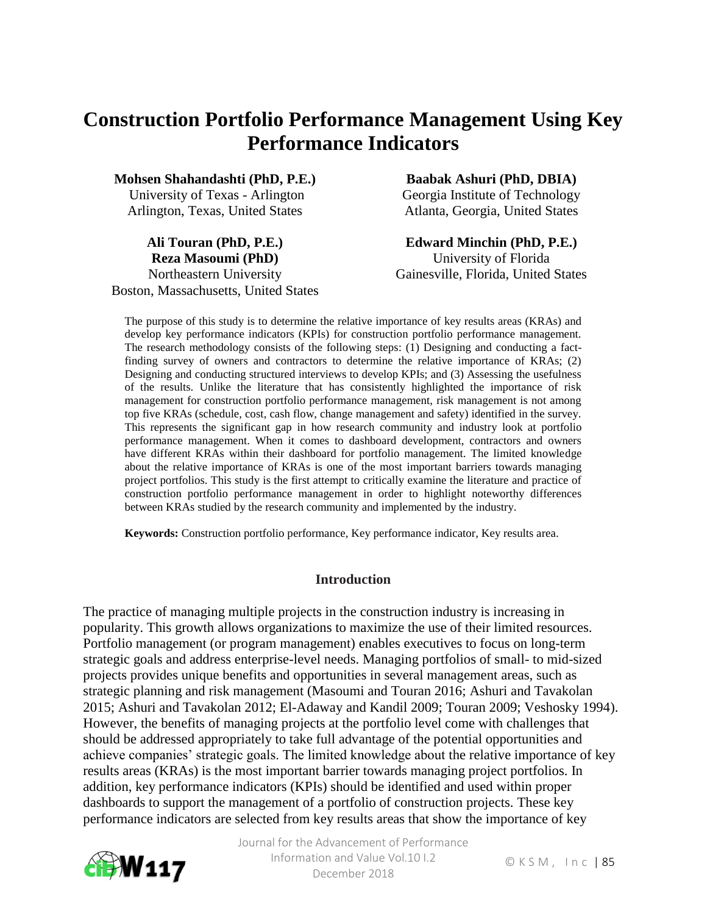# Construction Portfolio Performance Management Using Key Performance Indicators

**Mohsen Shahandashti (PhD, P.E.)**
University of Texas - Arlington
Arlington, Texas, United States

**Baabak Ashuri (PhD, DBIA)**
Georgia Institute of Technology
Atlanta, Georgia, United States

**Ali Touran (PhD, P.E.)**
**Reza Masoumi (PhD)**
Northeastern University
Boston, Massachusetts, United States

**Edward Minchin (PhD, P.E.)**
University of Florida
Gainesville, Florida, United States

The purpose of this study is to determine the relative importance of key results areas (KRAs) and develop key performance indicators (KPIs) for construction portfolio performance management. The research methodology consists of the following steps: (1) Designing and conducting a fact-finding survey of owners and contractors to determine the relative importance of KRAs; (2) Designing and conducting structured interviews to develop KPIs; and (3) Assessing the usefulness of the results. Unlike the literature that has consistently highlighted the importance of risk management for construction portfolio performance management, risk management is not among top five KRAs (schedule, cost, cash flow, change management and safety) identified in the survey. This represents the significant gap in how research community and industry look at portfolio performance management. When it comes to dashboard development, contractors and owners have different KRAs within their dashboard for portfolio management. The limited knowledge about the relative importance of KRAs is one of the most important barriers towards managing project portfolios. This study is the first attempt to critically examine the literature and practice of construction portfolio performance management in order to highlight noteworthy differences between KRAs studied by the research community and implemented by the industry.

**Keywords:** Construction portfolio performance, Key performance indicator, Key results area.

## Introduction

The practice of managing multiple projects in the construction industry is increasing in popularity. This growth allows organizations to maximize the use of their limited resources. Portfolio management (or program management) enables executives to focus on long-term strategic goals and address enterprise-level needs. Managing portfolios of small- to mid-sized projects provides unique benefits and opportunities in several management areas, such as strategic planning and risk management (Masoumi and Touran 2016; Ashuri and Tavakolan 2015; Ashuri and Tavakolan 2012; El-Adaway and Kandil 2009; Touran 2009; Veshosky 1994). However, the benefits of managing projects at the portfolio level come with challenges that should be addressed appropriately to take full advantage of the potential opportunities and achieve companies' strategic goals. The limited knowledge about the relative importance of key results areas (KRAs) is the most important barrier towards managing project portfolios. In addition, key performance indicators (KPIs) should be identified and used within proper dashboards to support the management of a portfolio of construction projects. These key performance indicators are selected from key results areas that show the importance of key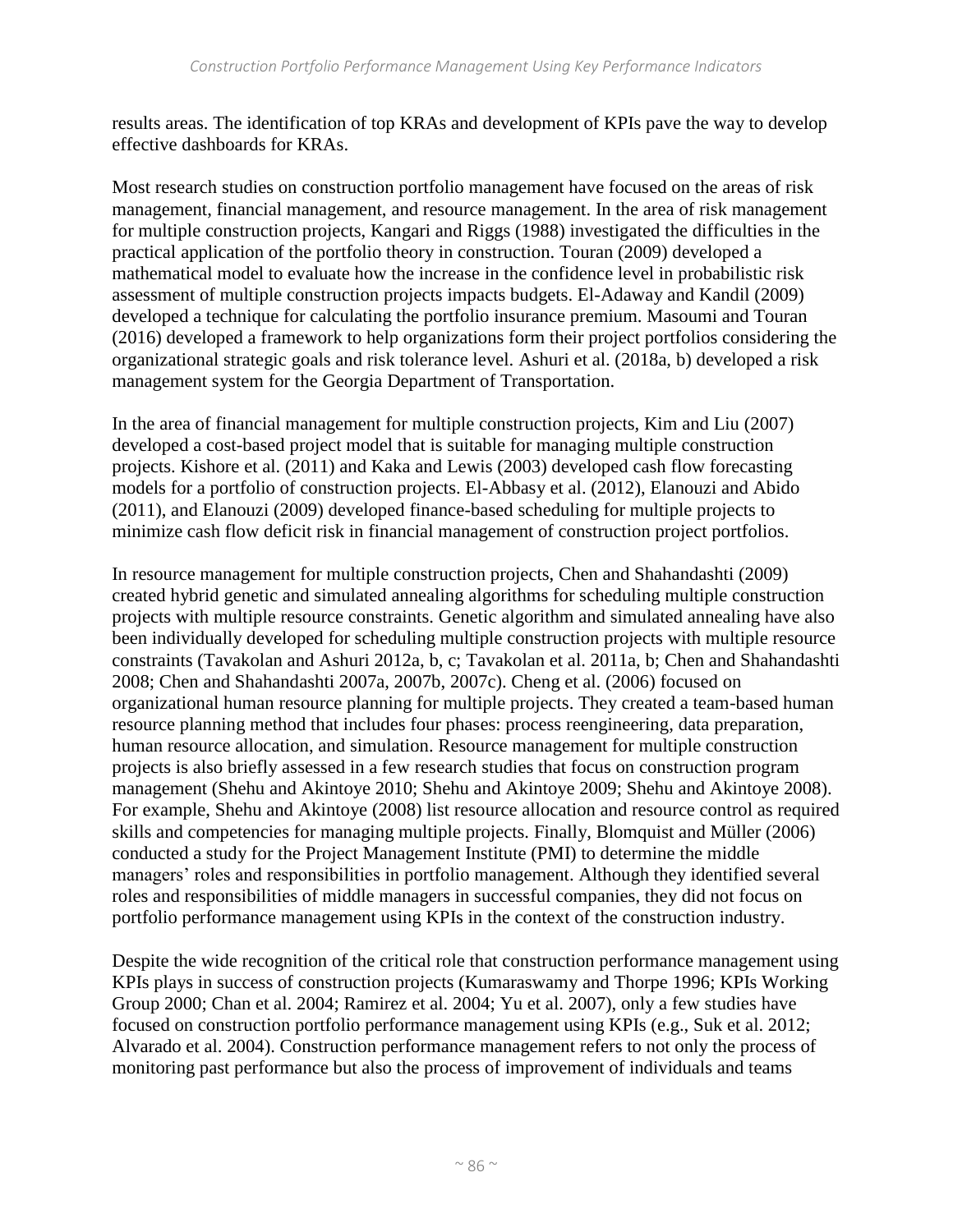results areas. The identification of top KRAs and development of KPIs pave the way to develop effective dashboards for KRAs.

Most research studies on construction portfolio management have focused on the areas of risk management, financial management, and resource management. In the area of risk management for multiple construction projects, Kangari and Riggs (1988) investigated the difficulties in the practical application of the portfolio theory in construction. Touran (2009) developed a mathematical model to evaluate how the increase in the confidence level in probabilistic risk assessment of multiple construction projects impacts budgets. El-Adaway and Kandil (2009) developed a technique for calculating the portfolio insurance premium. Masoumi and Touran (2016) developed a framework to help organizations form their project portfolios considering the organizational strategic goals and risk tolerance level. Ashuri et al. (2018a, b) developed a risk management system for the Georgia Department of Transportation.

In the area of financial management for multiple construction projects, Kim and Liu (2007) developed a cost-based project model that is suitable for managing multiple construction projects. Kishore et al. (2011) and Kaka and Lewis (2003) developed cash flow forecasting models for a portfolio of construction projects. El-Abbasy et al. (2012), Elanouzi and Abido (2011), and Elanouzi (2009) developed finance-based scheduling for multiple projects to minimize cash flow deficit risk in financial management of construction project portfolios.

In resource management for multiple construction projects, Chen and Shahandashti (2009) created hybrid genetic and simulated annealing algorithms for scheduling multiple construction projects with multiple resource constraints. Genetic algorithm and simulated annealing have also been individually developed for scheduling multiple construction projects with multiple resource constraints (Tavakolan and Ashuri 2012a, b, c; Tavakolan et al. 2011a, b; Chen and Shahandashti 2008; Chen and Shahandashti 2007a, 2007b, 2007c). Cheng et al. (2006) focused on organizational human resource planning for multiple projects. They created a team-based human resource planning method that includes four phases: process reengineering, data preparation, human resource allocation, and simulation. Resource management for multiple construction projects is also briefly assessed in a few research studies that focus on construction program management (Shehu and Akintoye 2010; Shehu and Akintoye 2009; Shehu and Akintoye 2008). For example, Shehu and Akintoye (2008) list resource allocation and resource control as required skills and competencies for managing multiple projects. Finally, Blomquist and Müller (2006) conducted a study for the Project Management Institute (PMI) to determine the middle managers' roles and responsibilities in portfolio management. Although they identified several roles and responsibilities of middle managers in successful companies, they did not focus on portfolio performance management using KPIs in the context of the construction industry.

Despite the wide recognition of the critical role that construction performance management using KPIs plays in success of construction projects (Kumaraswamy and Thorpe 1996; KPIs Working Group 2000; Chan et al. 2004; Ramirez et al. 2004; Yu et al. 2007), only a few studies have focused on construction portfolio performance management using KPIs (e.g., Suk et al. 2012; Alvarado et al. 2004). Construction performance management refers to not only the process of monitoring past performance but also the process of improvement of individuals and teams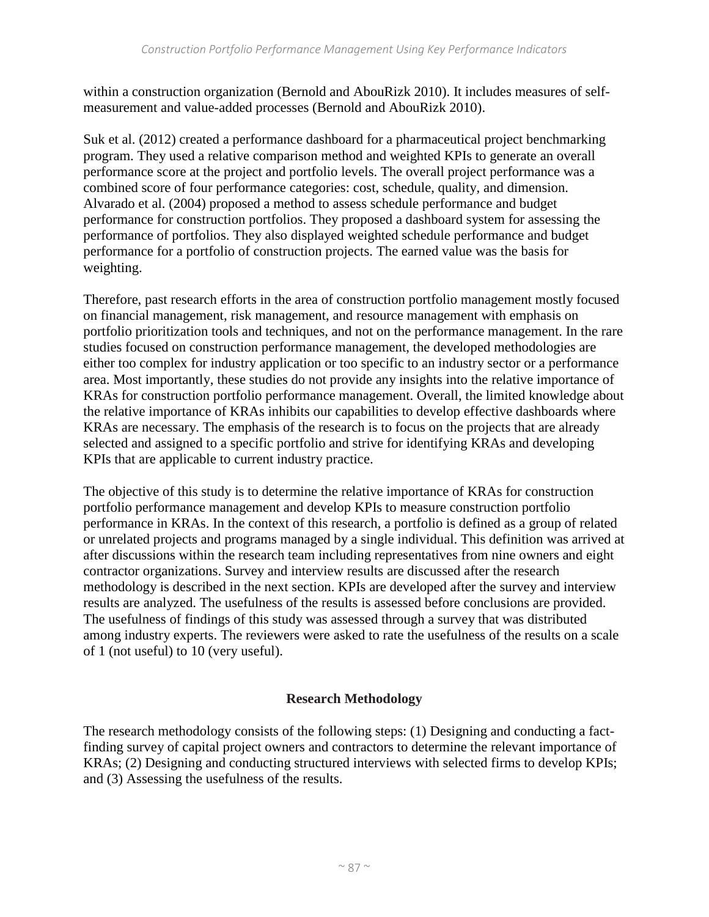within a construction organization (Bernold and AbouRizk 2010). It includes measures of self-measurement and value-added processes (Bernold and AbouRizk 2010).

Suk et al. (2012) created a performance dashboard for a pharmaceutical project benchmarking program. They used a relative comparison method and weighted KPIs to generate an overall performance score at the project and portfolio levels. The overall project performance was a combined score of four performance categories: cost, schedule, quality, and dimension. Alvarado et al. (2004) proposed a method to assess schedule performance and budget performance for construction portfolios. They proposed a dashboard system for assessing the performance of portfolios. They also displayed weighted schedule performance and budget performance for a portfolio of construction projects. The earned value was the basis for weighting.

Therefore, past research efforts in the area of construction portfolio management mostly focused on financial management, risk management, and resource management with emphasis on portfolio prioritization tools and techniques, and not on the performance management. In the rare studies focused on construction performance management, the developed methodologies are either too complex for industry application or too specific to an industry sector or a performance area. Most importantly, these studies do not provide any insights into the relative importance of KRAs for construction portfolio performance management. Overall, the limited knowledge about the relative importance of KRAs inhibits our capabilities to develop effective dashboards where KRAs are necessary. The emphasis of the research is to focus on the projects that are already selected and assigned to a specific portfolio and strive for identifying KRAs and developing KPIs that are applicable to current industry practice.

The objective of this study is to determine the relative importance of KRAs for construction portfolio performance management and develop KPIs to measure construction portfolio performance in KRAs. In the context of this research, a portfolio is defined as a group of related or unrelated projects and programs managed by a single individual. This definition was arrived at after discussions within the research team including representatives from nine owners and eight contractor organizations. Survey and interview results are discussed after the research methodology is described in the next section. KPIs are developed after the survey and interview results are analyzed. The usefulness of the results is assessed before conclusions are provided. The usefulness of findings of this study was assessed through a survey that was distributed among industry experts. The reviewers were asked to rate the usefulness of the results on a scale of 1 (not useful) to 10 (very useful).

## Research Methodology

The research methodology consists of the following steps: (1) Designing and conducting a fact-finding survey of capital project owners and contractors to determine the relevant importance of KRAs; (2) Designing and conducting structured interviews with selected firms to develop KPIs; and (3) Assessing the usefulness of the results.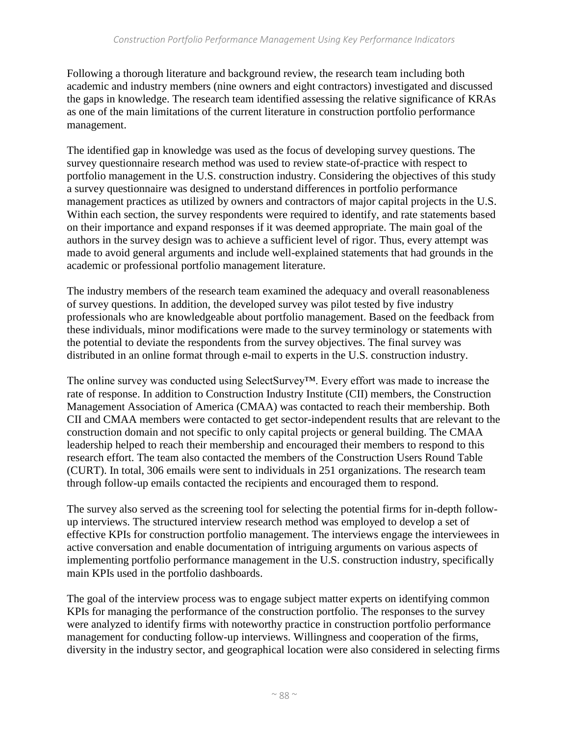Following a thorough literature and background review, the research team including both academic and industry members (nine owners and eight contractors) investigated and discussed the gaps in knowledge. The research team identified assessing the relative significance of KRAs as one of the main limitations of the current literature in construction portfolio performance management.

The identified gap in knowledge was used as the focus of developing survey questions. The survey questionnaire research method was used to review state-of-practice with respect to portfolio management in the U.S. construction industry. Considering the objectives of this study a survey questionnaire was designed to understand differences in portfolio performance management practices as utilized by owners and contractors of major capital projects in the U.S. Within each section, the survey respondents were required to identify, and rate statements based on their importance and expand responses if it was deemed appropriate. The main goal of the authors in the survey design was to achieve a sufficient level of rigor. Thus, every attempt was made to avoid general arguments and include well-explained statements that had grounds in the academic or professional portfolio management literature.

The industry members of the research team examined the adequacy and overall reasonableness of survey questions. In addition, the developed survey was pilot tested by five industry professionals who are knowledgeable about portfolio management. Based on the feedback from these individuals, minor modifications were made to the survey terminology or statements with the potential to deviate the respondents from the survey objectives. The final survey was distributed in an online format through e-mail to experts in the U.S. construction industry.

The online survey was conducted using SelectSurvey™. Every effort was made to increase the rate of response. In addition to Construction Industry Institute (CII) members, the Construction Management Association of America (CMAA) was contacted to reach their membership. Both CII and CMAA members were contacted to get sector-independent results that are relevant to the construction domain and not specific to only capital projects or general building. The CMAA leadership helped to reach their membership and encouraged their members to respond to this research effort. The team also contacted the members of the Construction Users Round Table (CURT). In total, 306 emails were sent to individuals in 251 organizations. The research team through follow-up emails contacted the recipients and encouraged them to respond.

The survey also served as the screening tool for selecting the potential firms for in-depth follow-up interviews. The structured interview research method was employed to develop a set of effective KPIs for construction portfolio management. The interviews engage the interviewees in active conversation and enable documentation of intriguing arguments on various aspects of implementing portfolio performance management in the U.S. construction industry, specifically main KPIs used in the portfolio dashboards.

The goal of the interview process was to engage subject matter experts on identifying common KPIs for managing the performance of the construction portfolio. The responses to the survey were analyzed to identify firms with noteworthy practice in construction portfolio performance management for conducting follow-up interviews. Willingness and cooperation of the firms, diversity in the industry sector, and geographical location were also considered in selecting firms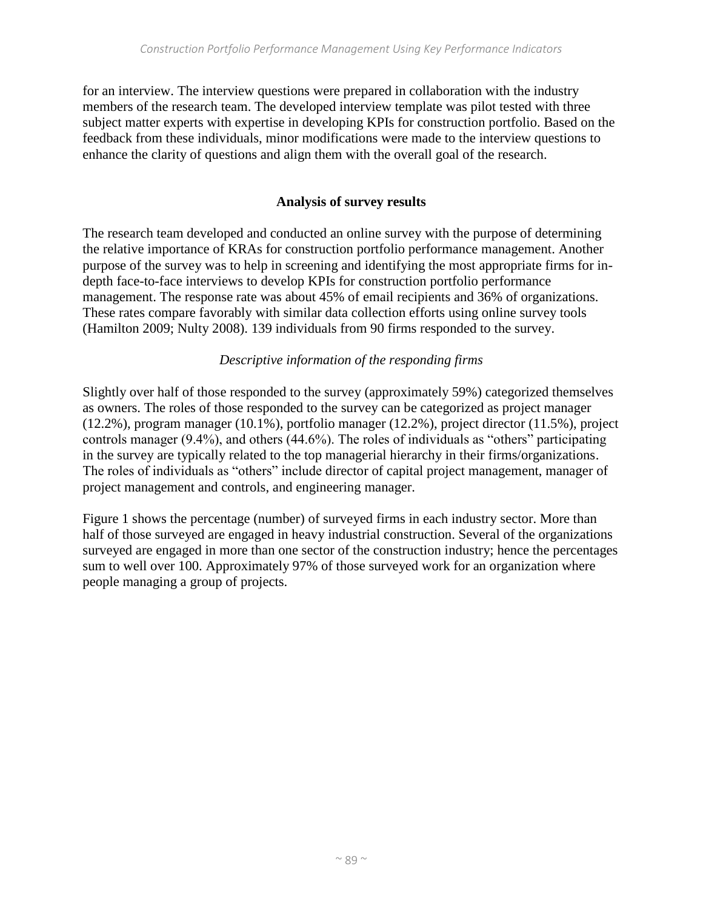for an interview. The interview questions were prepared in collaboration with the industry members of the research team. The developed interview template was pilot tested with three subject matter experts with expertise in developing KPIs for construction portfolio. Based on the feedback from these individuals, minor modifications were made to the interview questions to enhance the clarity of questions and align them with the overall goal of the research.

## Analysis of survey results

The research team developed and conducted an online survey with the purpose of determining the relative importance of KRAs for construction portfolio performance management. Another purpose of the survey was to help in screening and identifying the most appropriate firms for in-depth face-to-face interviews to develop KPIs for construction portfolio performance management. The response rate was about 45% of email recipients and 36% of organizations. These rates compare favorably with similar data collection efforts using online survey tools (Hamilton 2009; Nulty 2008). 139 individuals from 90 firms responded to the survey.

### *Descriptive information of the responding firms*

Slightly over half of those responded to the survey (approximately 59%) categorized themselves as owners. The roles of those responded to the survey can be categorized as project manager (12.2%), program manager (10.1%), portfolio manager (12.2%), project director (11.5%), project controls manager (9.4%), and others (44.6%). The roles of individuals as "others" participating in the survey are typically related to the top managerial hierarchy in their firms/organizations. The roles of individuals as "others" include director of capital project management, manager of project management and controls, and engineering manager.

Figure 1 shows the percentage (number) of surveyed firms in each industry sector. More than half of those surveyed are engaged in heavy industrial construction. Several of the organizations surveyed are engaged in more than one sector of the construction industry; hence the percentages sum to well over 100. Approximately 97% of those surveyed work for an organization where people managing a group of projects.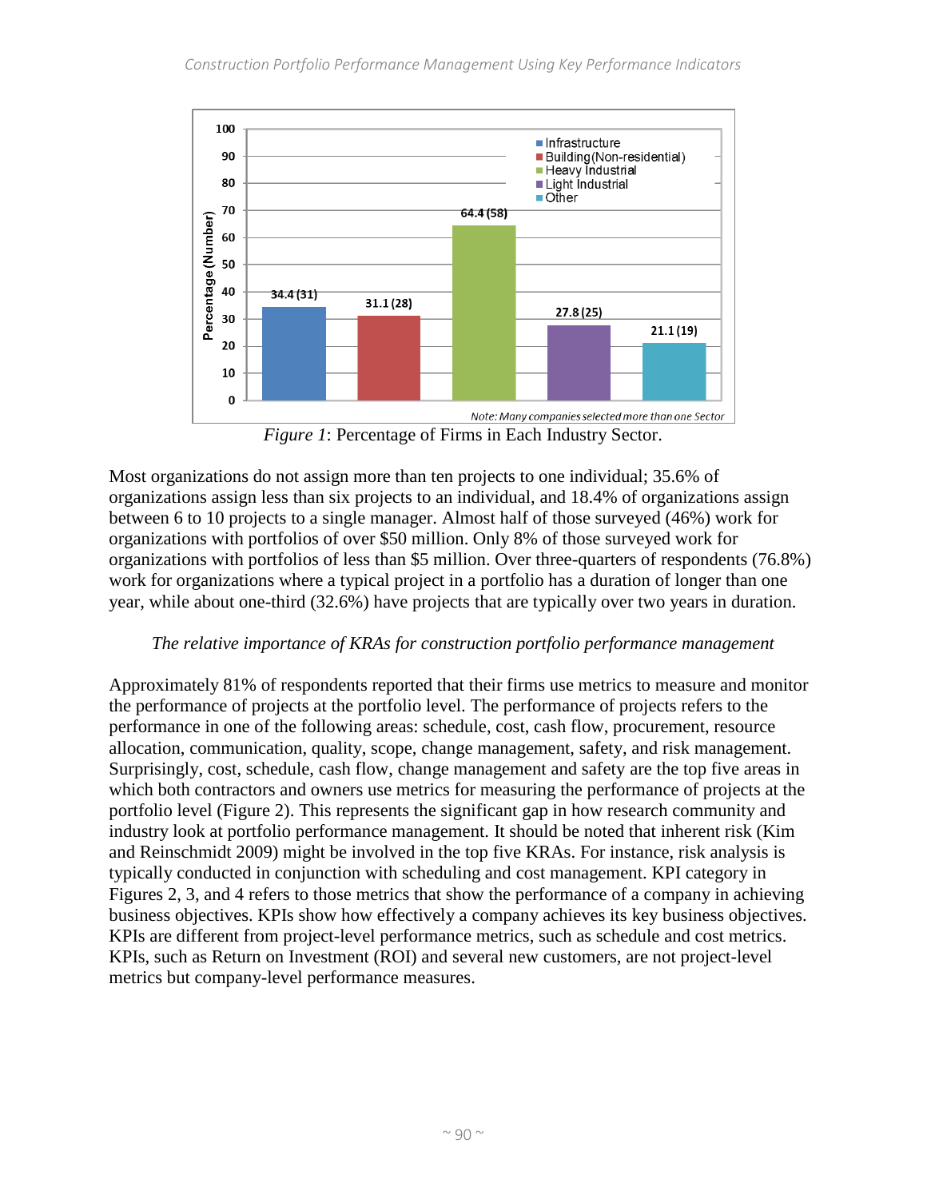*Figure 1*: Percentage of Firms in Each Industry Sector.

Most organizations do not assign more than ten projects to one individual; 35.6% of organizations assign less than six projects to an individual, and 18.4% of organizations assign between 6 to 10 projects to a single manager. Almost half of those surveyed (46%) work for organizations with portfolios of over $50 million. Only 8% of those surveyed work for organizations with portfolios of less than $5 million. Over three-quarters of respondents (76.8%) work for organizations where a typical project in a portfolio has a duration of longer than one year, while about one-third (32.6%) have projects that are typically over two years in duration.

### *The relative importance of KRAs for construction portfolio performance management*

Approximately 81% of respondents reported that their firms use metrics to measure and monitor the performance of projects at the portfolio level. The performance of projects refers to the performance in one of the following areas: schedule, cost, cash flow, procurement, resource allocation, communication, quality, scope, change management, safety, and risk management. Surprisingly, cost, schedule, cash flow, change management and safety are the top five areas in which both contractors and owners use metrics for measuring the performance of projects at the portfolio level (Figure 2). This represents the significant gap in how research community and industry look at portfolio performance management. It should be noted that inherent risk (Kim and Reinschmidt 2009) might be involved in the top five KRAs. For instance, risk analysis is typically conducted in conjunction with scheduling and cost management. KPI category in Figures 2, 3, and 4 refers to those metrics that show the performance of a company in achieving business objectives. KPIs show how effectively a company achieves its key business objectives. KPIs are different from project-level performance metrics, such as schedule and cost metrics. KPIs, such as Return on Investment (ROI) and several new customers, are not project-level metrics but company-level performance measures.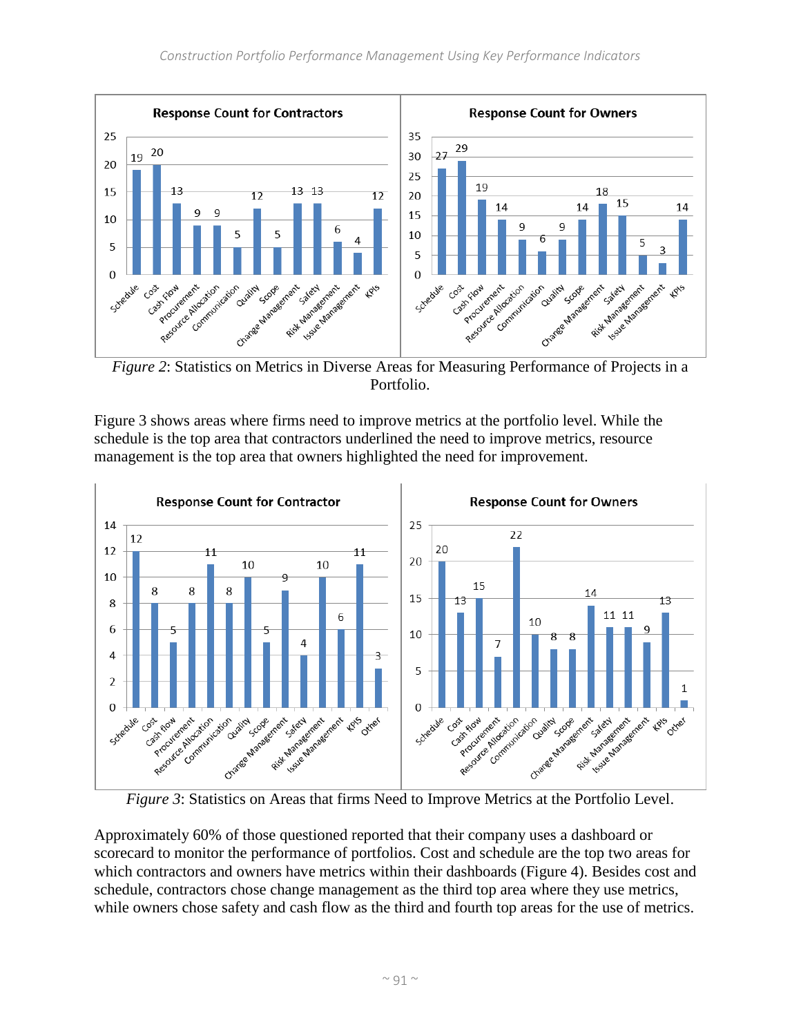*Figure 2*: Statistics on Metrics in Diverse Areas for Measuring Performance of Projects in a Portfolio.

Figure 3 shows areas where firms need to improve metrics at the portfolio level. While the schedule is the top area that contractors underlined the need to improve metrics, resource management is the top area that owners highlighted the need for improvement.

*Figure 3*: Statistics on Areas that firms Need to Improve Metrics at the Portfolio Level.

Approximately 60% of those questioned reported that their company uses a dashboard or scorecard to monitor the performance of portfolios. Cost and schedule are the top two areas for which contractors and owners have metrics within their dashboards (Figure 4). Besides cost and schedule, contractors chose change management as the third top area where they use metrics, while owners chose safety and cash flow as the third and fourth top areas for the use of metrics.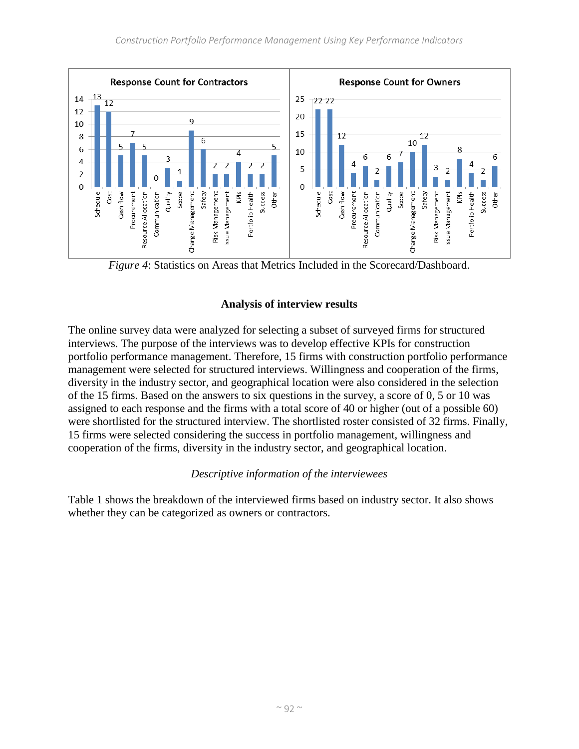Figure 4: Statistics on Areas that Metrics Included in the Scorecard/Dashboard.

## Analysis of interview results

The online survey data were analyzed for selecting a subset of surveyed firms for structured interviews. The purpose of the interviews was to develop effective KPIs for construction portfolio performance management. Therefore, 15 firms with construction portfolio performance management were selected for structured interviews. Willingness and cooperation of the firms, diversity in the industry sector, and geographical location were also considered in the selection of the 15 firms. Based on the answers to six questions in the survey, a score of 0, 5 or 10 was assigned to each response and the firms with a total score of 40 or higher (out of a possible 60) were shortlisted for the structured interview. The shortlisted roster consisted of 32 firms. Finally, 15 firms were selected considering the success in portfolio management, willingness and cooperation of the firms, diversity in the industry sector, and geographical location.

### *Descriptive information of the interviewees*

Table 1 shows the breakdown of the interviewed firms based on industry sector. It also shows whether they can be categorized as owners or contractors.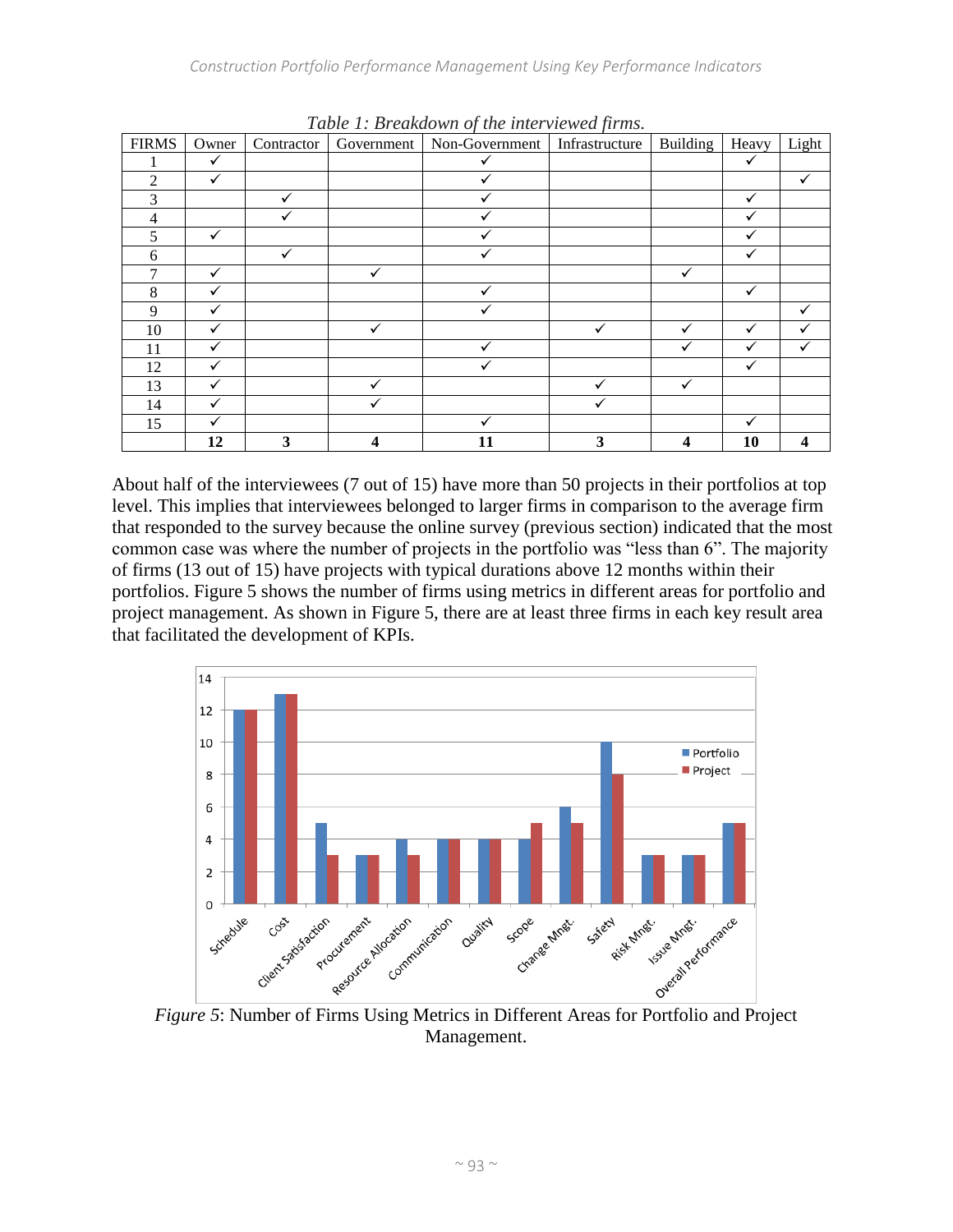*Table 1: Breakdown of the interviewed firms.*

| FIRMS | Owner | Contractor | Government | Non-Government | Infrastructure | Building | Heavy | Light |
|---|---|---|---|---|---|---|---|---|
| 1 | ✓ | | | ✓ | | | ✓ | |
| 2 | ✓ | | | ✓ | | | | ✓ |
| 3 | | ✓ | | ✓ | | | ✓ | |
| 4 | | ✓ | | ✓ | | | ✓ | |
| 5 | ✓ | | | ✓ | | | ✓ | |
| 6 | | ✓ | | ✓ | | | ✓ | |
| 7 | ✓ | | ✓ | | | ✓ | | |
| 8 | ✓ | | | ✓ | | | ✓ | |
| 9 | ✓ | | | ✓ | | | | ✓ |
| 10 | ✓ | | ✓ | | ✓ | ✓ | ✓ | ✓ |
| 11 | ✓ | | | ✓ | | ✓ | ✓ | ✓ |
| 12 | ✓ | | | ✓ | | | ✓ | |
| 13 | ✓ | | ✓ | | ✓ | ✓ | | |
| 14 | ✓ | | ✓ | | ✓ | | | |
| 15 | ✓ | | | ✓ | | | ✓ | |
| | **12** | **3** | **4** | **11** | **3** | **4** | **10** | **4** |

About half of the interviewees (7 out of 15) have more than 50 projects in their portfolios at top level. This implies that interviewees belonged to larger firms in comparison to the average firm that responded to the survey because the online survey (previous section) indicated that the most common case was where the number of projects in the portfolio was "less than 6". The majority of firms (13 out of 15) have projects with typical durations above 12 months within their portfolios. Figure 5 shows the number of firms using metrics in different areas for portfolio and project management. As shown in Figure 5, there are at least three firms in each key result area that facilitated the development of KPIs.

*Figure 5*: Number of Firms Using Metrics in Different Areas for Portfolio and Project Management.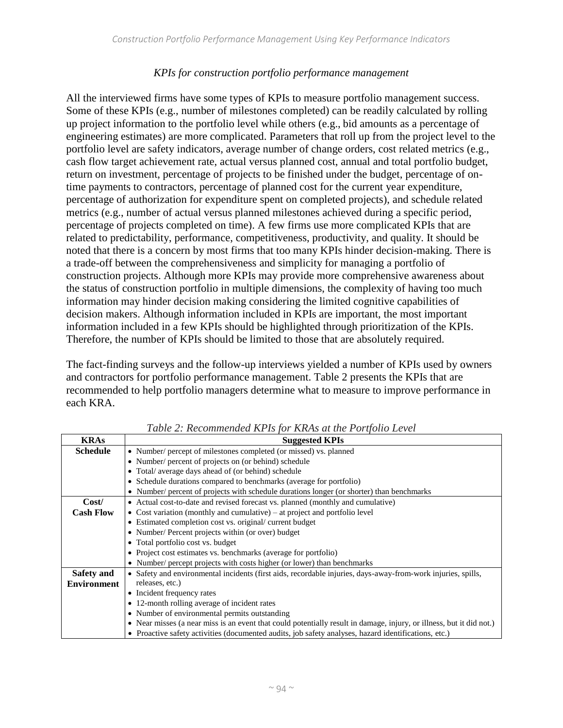*KPIs for construction portfolio performance management*

All the interviewed firms have some types of KPIs to measure portfolio management success. Some of these KPIs (e.g., number of milestones completed) can be readily calculated by rolling up project information to the portfolio level while others (e.g., bid amounts as a percentage of engineering estimates) are more complicated. Parameters that roll up from the project level to the portfolio level are safety indicators, average number of change orders, cost related metrics (e.g., cash flow target achievement rate, actual versus planned cost, annual and total portfolio budget, return on investment, percentage of projects to be finished under the budget, percentage of on-time payments to contractors, percentage of planned cost for the current year expenditure, percentage of authorization for expenditure spent on completed projects), and schedule related metrics (e.g., number of actual versus planned milestones achieved during a specific period, percentage of projects completed on time). A few firms use more complicated KPIs that are related to predictability, performance, competitiveness, productivity, and quality. It should be noted that there is a concern by most firms that too many KPIs hinder decision-making. There is a trade-off between the comprehensiveness and simplicity for managing a portfolio of construction projects. Although more KPIs may provide more comprehensive awareness about the status of construction portfolio in multiple dimensions, the complexity of having too much information may hinder decision making considering the limited cognitive capabilities of decision makers. Although information included in KPIs are important, the most important information included in a few KPIs should be highlighted through prioritization of the KPIs. Therefore, the number of KPIs should be limited to those that are absolutely required.

The fact-finding surveys and the follow-up interviews yielded a number of KPIs used by owners and contractors for portfolio performance management. Table 2 presents the KPIs that are recommended to help portfolio managers determine what to measure to improve performance in each KRA.

*Table 2: Recommended KPIs for KRAs at the Portfolio Level*

| KRAs | Suggested KPIs |
|---|---|
| **Schedule** | • Number/ percept of milestones completed (or missed) vs. planned<br>• Number/ percent of projects on (or behind) schedule<br>• Total/ average days ahead of (or behind) schedule<br>• Schedule durations compared to benchmarks (average for portfolio)<br>• Number/ percent of projects with schedule durations longer (or shorter) than benchmarks |
| **Cost/ Cash Flow** | • Actual cost-to-date and revised forecast vs. planned (monthly and cumulative)<br>• Cost variation (monthly and cumulative) – at project and portfolio level<br>• Estimated completion cost vs. original/ current budget<br>• Number/ Percent projects within (or over) budget<br>• Total portfolio cost vs. budget<br>• Project cost estimates vs. benchmarks (average for portfolio)<br>• Number/ percept projects with costs higher (or lower) than benchmarks |
| **Safety and Environment** | • Safety and environmental incidents (first aids, recordable injuries, days-away-from-work injuries, spills, releases, etc.)<br>• Incident frequency rates<br>• 12-month rolling average of incident rates<br>• Number of environmental permits outstanding<br>• Near misses (a near miss is an event that could potentially result in damage, injury, or illness, but it did not.)<br>• Proactive safety activities (documented audits, job safety analyses, hazard identifications, etc.) |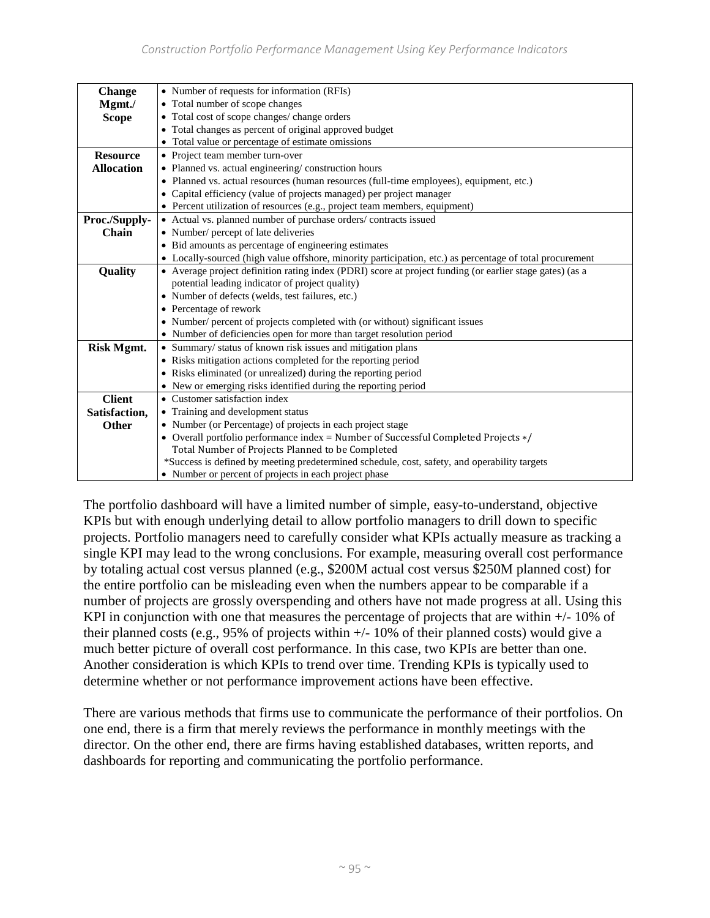| | |
|---|---|
| **Change Mgmt./ Scope** | • Number of requests for information (RFIs)<br>• Total number of scope changes<br>• Total cost of scope changes/ change orders<br>• Total changes as percent of original approved budget<br>• Total value or percentage of estimate omissions |
| **Resource Allocation** | • Project team member turn-over<br>• Planned vs. actual engineering/ construction hours<br>• Planned vs. actual resources (human resources (full-time employees), equipment, etc.)<br>• Capital efficiency (value of projects managed) per project manager<br>• Percent utilization of resources (e.g., project team members, equipment) |
| **Proc./Supply-Chain** | • Actual vs. planned number of purchase orders/ contracts issued<br>• Number/ percept of late deliveries<br>• Bid amounts as percentage of engineering estimates<br>• Locally-sourced (high value offshore, minority participation, etc.) as percentage of total procurement |
| **Quality** | • Average project definition rating index (PDRI) score at project funding (or earlier stage gates) (as a potential leading indicator of project quality)<br>• Number of defects (welds, test failures, etc.)<br>• Percentage of rework<br>• Number/ percent of projects completed with (or without) significant issues<br>• Number of deficiencies open for more than target resolution period |
| **Risk Mgmt.** | • Summary/ status of known risk issues and mitigation plans<br>• Risks mitigation actions completed for the reporting period<br>• Risks eliminated (or unrealized) during the reporting period<br>• New or emerging risks identified during the reporting period |
| **Client Satisfaction, Other** | • Customer satisfaction index<br>• Training and development status<br>• Number (or Percentage) of projects in each project stage<br>• Overall portfolio performance index = Number of Successful Completed Projects */ Total Number of Projects Planned to be Completed<br>*Success is defined by meeting predetermined schedule, cost, safety, and operability targets<br>• Number or percent of projects in each project phase |

The portfolio dashboard will have a limited number of simple, easy-to-understand, objective KPIs but with enough underlying detail to allow portfolio managers to drill down to specific projects. Portfolio managers need to carefully consider what KPIs actually measure as tracking a single KPI may lead to the wrong conclusions. For example, measuring overall cost performance by totaling actual cost versus planned (e.g., $200M actual cost versus $250M planned cost) for the entire portfolio can be misleading even when the numbers appear to be comparable if a number of projects are grossly overspending and others have not made progress at all. Using this KPI in conjunction with one that measures the percentage of projects that are within +/- 10% of their planned costs (e.g., 95% of projects within +/- 10% of their planned costs) would give a much better picture of overall cost performance. In this case, two KPIs are better than one. Another consideration is which KPIs to trend over time. Trending KPIs is typically used to determine whether or not performance improvement actions have been effective.

There are various methods that firms use to communicate the performance of their portfolios. On one end, there is a firm that merely reviews the performance in monthly meetings with the director. On the other end, there are firms having established databases, written reports, and dashboards for reporting and communicating the portfolio performance.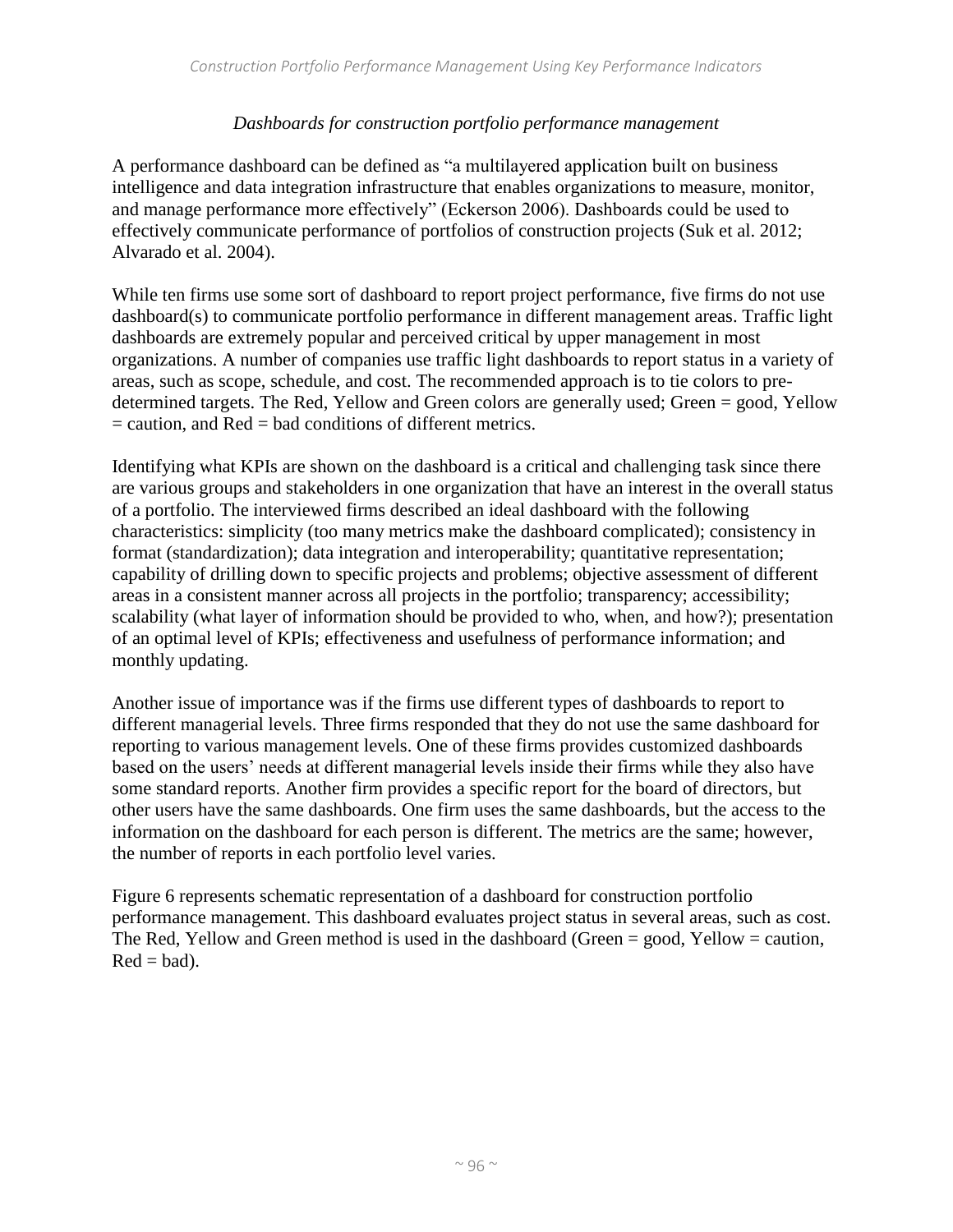*Dashboards for construction portfolio performance management*

A performance dashboard can be defined as "a multilayered application built on business intelligence and data integration infrastructure that enables organizations to measure, monitor, and manage performance more effectively" (Eckerson 2006). Dashboards could be used to effectively communicate performance of portfolios of construction projects (Suk et al. 2012; Alvarado et al. 2004).

While ten firms use some sort of dashboard to report project performance, five firms do not use dashboard(s) to communicate portfolio performance in different management areas. Traffic light dashboards are extremely popular and perceived critical by upper management in most organizations. A number of companies use traffic light dashboards to report status in a variety of areas, such as scope, schedule, and cost. The recommended approach is to tie colors to pre-determined targets. The Red, Yellow and Green colors are generally used; Green = good, Yellow = caution, and Red = bad conditions of different metrics.

Identifying what KPIs are shown on the dashboard is a critical and challenging task since there are various groups and stakeholders in one organization that have an interest in the overall status of a portfolio. The interviewed firms described an ideal dashboard with the following characteristics: simplicity (too many metrics make the dashboard complicated); consistency in format (standardization); data integration and interoperability; quantitative representation; capability of drilling down to specific projects and problems; objective assessment of different areas in a consistent manner across all projects in the portfolio; transparency; accessibility; scalability (what layer of information should be provided to who, when, and how?); presentation of an optimal level of KPIs; effectiveness and usefulness of performance information; and monthly updating.

Another issue of importance was if the firms use different types of dashboards to report to different managerial levels. Three firms responded that they do not use the same dashboard for reporting to various management levels. One of these firms provides customized dashboards based on the users' needs at different managerial levels inside their firms while they also have some standard reports. Another firm provides a specific report for the board of directors, but other users have the same dashboards. One firm uses the same dashboards, but the access to the information on the dashboard for each person is different. The metrics are the same; however, the number of reports in each portfolio level varies.

Figure 6 represents schematic representation of a dashboard for construction portfolio performance management. This dashboard evaluates project status in several areas, such as cost. The Red, Yellow and Green method is used in the dashboard (Green = good, Yellow = caution, Red = bad).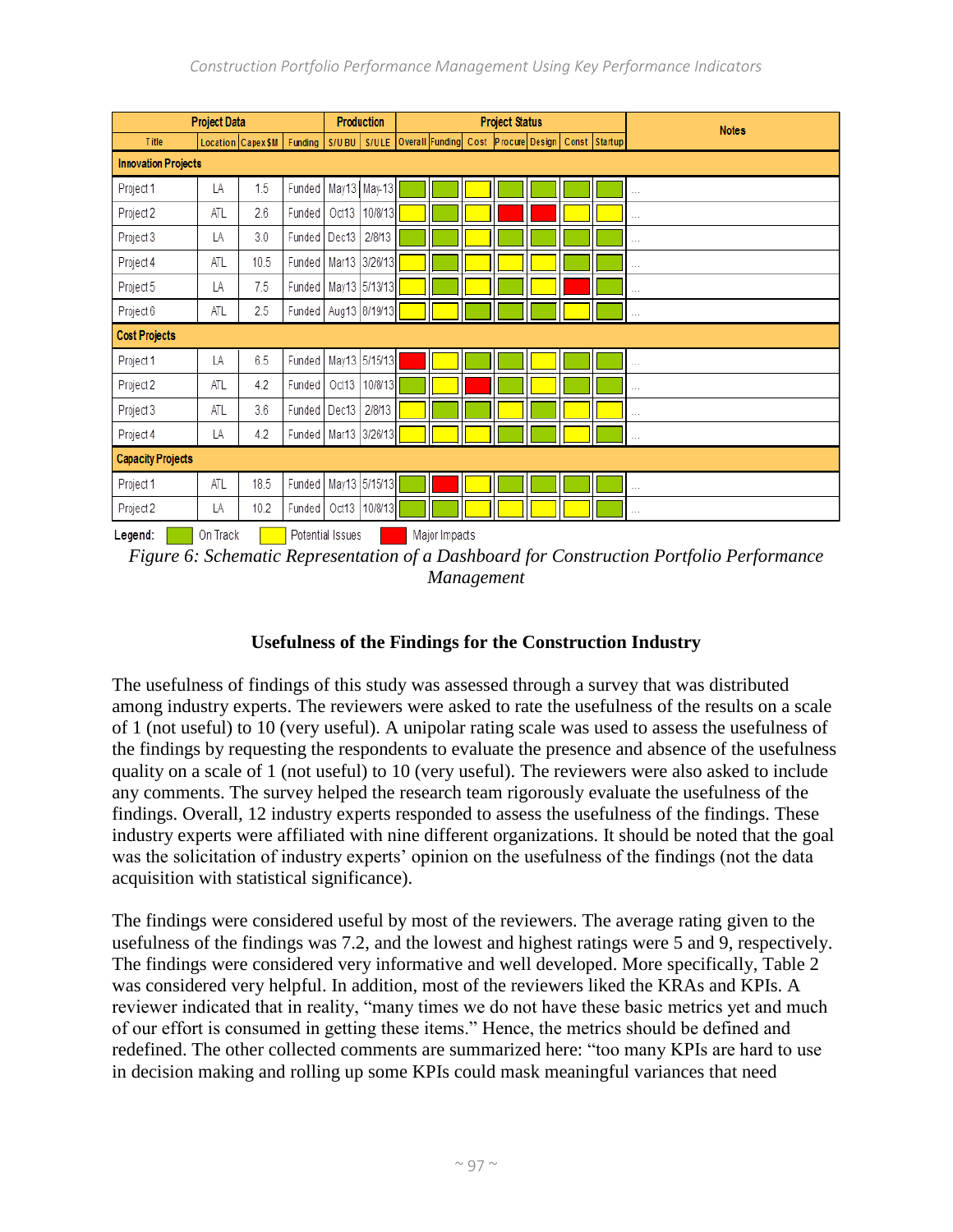| Project Data | | | | Production | | Project Status | | | | | | | Notes |
|---|---|---|---|---|---|---|---|---|---|---|---|---|---|
| Title | Location | Capex $M | Funding | S/U BU | S/U LE | Overall | Funding | Cost | Procure | Design | Const | Startup | |
| **Innovation Projects** | | | | | | | | | | | | | |
| Project 1 | LA | 1.5 | Funded | May13 | May-13 | Green | Green | Yellow | Green | Green | Green | Green | ... |
| Project 2 | ATL | 2.6 | Funded | Oct13 | 10/8/13 | Yellow | Green | Yellow | Red | Red | Yellow | Yellow | ... |
| Project 3 | LA | 3.0 | Funded | Dec13 | 2/8/13 | Green | Green | Yellow | Green | Green | Green | Green | ... |
| Project 4 | ATL | 10.5 | Funded | Mar13 | 3/26/13 | Yellow | Green | Yellow | Yellow | Yellow | Green | Green | ... |
| Project 5 | LA | 7.5 | Funded | May13 | 5/13/13 | Yellow | Green | Yellow | Green | Yellow | Red | Green | ... |
| Project 6 | ATL | 2.5 | Funded | Aug13 | 8/19/13 | Yellow | Yellow | Green | Green | Green | Yellow | Green | ... |
| **Cost Projects** | | | | | | | | | | | | | |
| Project 1 | LA | 6.5 | Funded | May13 | 5/15/13 | Red | Yellow | Green | Green | Yellow | Green | Green | ... |
| Project 2 | ATL | 4.2 | Funded | Oct13 | 10/8/13 | Green | Yellow | Red | Green | Yellow | Green | Green | ... |
| Project 3 | ATL | 3.6 | Funded | Dec13 | 2/8/13 | Yellow | Green | Green | Yellow | Green | Yellow | Yellow | ... |
| Project 4 | LA | 4.2 | Funded | Mar13 | 3/26/13 | Yellow | Yellow | Yellow | Green | Green | Yellow | Green | ... |
| **Capacity Projects** | | | | | | | | | | | | | |
| Project 1 | ATL | 18.5 | Funded | May13 | 5/15/13 | Green | Red | Yellow | Green | Green | Green | Green | ... |
| Project 2 | LA | 10.2 | Funded | Oct13 | 10/8/13 | Green | Green | Yellow | Yellow | Yellow | Yellow | Green | ... |

Legend: Green = On Track; Yellow = Potential Issues; Red = Major Impacts

*Figure 6: Schematic Representation of a Dashboard for Construction Portfolio Performance Management*

## Usefulness of the Findings for the Construction Industry

The usefulness of findings of this study was assessed through a survey that was distributed among industry experts. The reviewers were asked to rate the usefulness of the results on a scale of 1 (not useful) to 10 (very useful). A unipolar rating scale was used to assess the usefulness of the findings by requesting the respondents to evaluate the presence and absence of the usefulness quality on a scale of 1 (not useful) to 10 (very useful). The reviewers were also asked to include any comments. The survey helped the research team rigorously evaluate the usefulness of the findings. Overall, 12 industry experts responded to assess the usefulness of the findings. These industry experts were affiliated with nine different organizations. It should be noted that the goal was the solicitation of industry experts' opinion on the usefulness of the findings (not the data acquisition with statistical significance).

The findings were considered useful by most of the reviewers. The average rating given to the usefulness of the findings was 7.2, and the lowest and highest ratings were 5 and 9, respectively. The findings were considered very informative and well developed. More specifically, Table 2 was considered very helpful. In addition, most of the reviewers liked the KRAs and KPIs. A reviewer indicated that in reality, "many times we do not have these basic metrics yet and much of our effort is consumed in getting these items." Hence, the metrics should be defined and redefined. The other collected comments are summarized here: "too many KPIs are hard to use in decision making and rolling up some KPIs could mask meaningful variances that need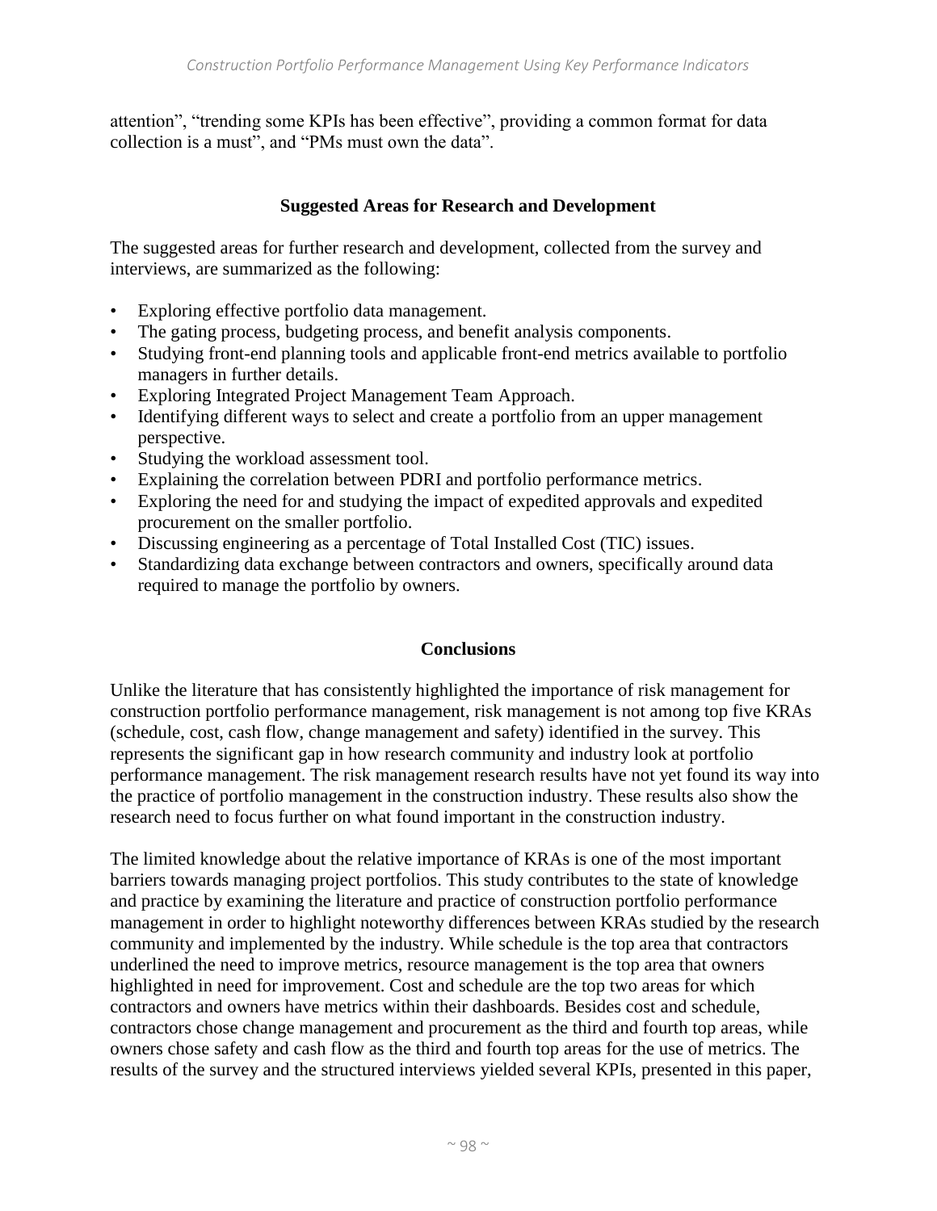attention", "trending some KPIs has been effective", providing a common format for data collection is a must", and "PMs must own the data".

## Suggested Areas for Research and Development

The suggested areas for further research and development, collected from the survey and interviews, are summarized as the following:

- Exploring effective portfolio data management.
- The gating process, budgeting process, and benefit analysis components.
- Studying front-end planning tools and applicable front-end metrics available to portfolio managers in further details.
- Exploring Integrated Project Management Team Approach.
- Identifying different ways to select and create a portfolio from an upper management perspective.
- Studying the workload assessment tool.
- Explaining the correlation between PDRI and portfolio performance metrics.
- Exploring the need for and studying the impact of expedited approvals and expedited procurement on the smaller portfolio.
- Discussing engineering as a percentage of Total Installed Cost (TIC) issues.
- Standardizing data exchange between contractors and owners, specifically around data required to manage the portfolio by owners.

## Conclusions

Unlike the literature that has consistently highlighted the importance of risk management for construction portfolio performance management, risk management is not among top five KRAs (schedule, cost, cash flow, change management and safety) identified in the survey. This represents the significant gap in how research community and industry look at portfolio performance management. The risk management research results have not yet found its way into the practice of portfolio management in the construction industry. These results also show the research need to focus further on what found important in the construction industry.

The limited knowledge about the relative importance of KRAs is one of the most important barriers towards managing project portfolios. This study contributes to the state of knowledge and practice by examining the literature and practice of construction portfolio performance management in order to highlight noteworthy differences between KRAs studied by the research community and implemented by the industry. While schedule is the top area that contractors underlined the need to improve metrics, resource management is the top area that owners highlighted in need for improvement. Cost and schedule are the top two areas for which contractors and owners have metrics within their dashboards. Besides cost and schedule, contractors chose change management and procurement as the third and fourth top areas, while owners chose safety and cash flow as the third and fourth top areas for the use of metrics. The results of the survey and the structured interviews yielded several KPIs, presented in this paper,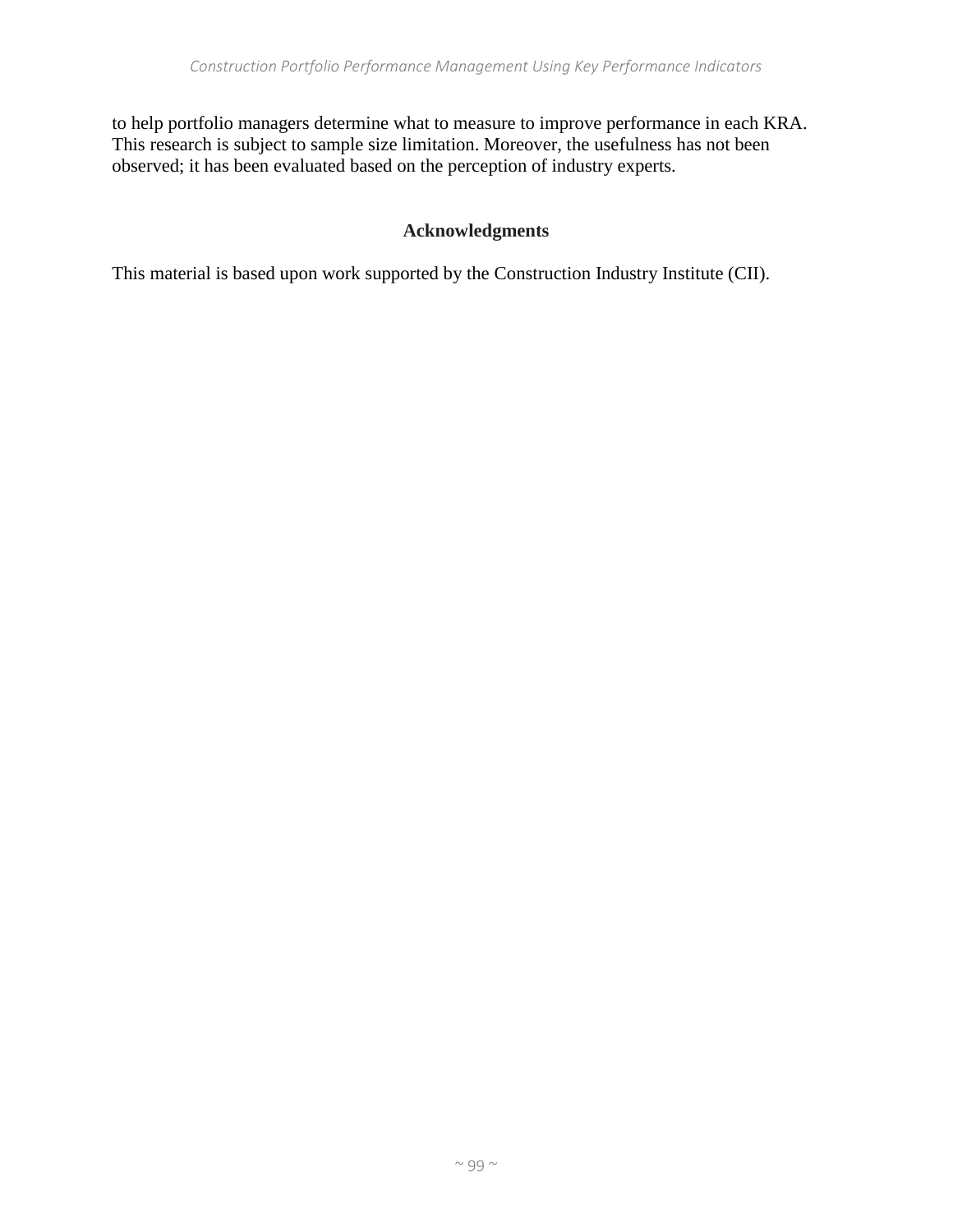to help portfolio managers determine what to measure to improve performance in each KRA. This research is subject to sample size limitation. Moreover, the usefulness has not been observed; it has been evaluated based on the perception of industry experts.

## Acknowledgments

This material is based upon work supported by the Construction Industry Institute (CII).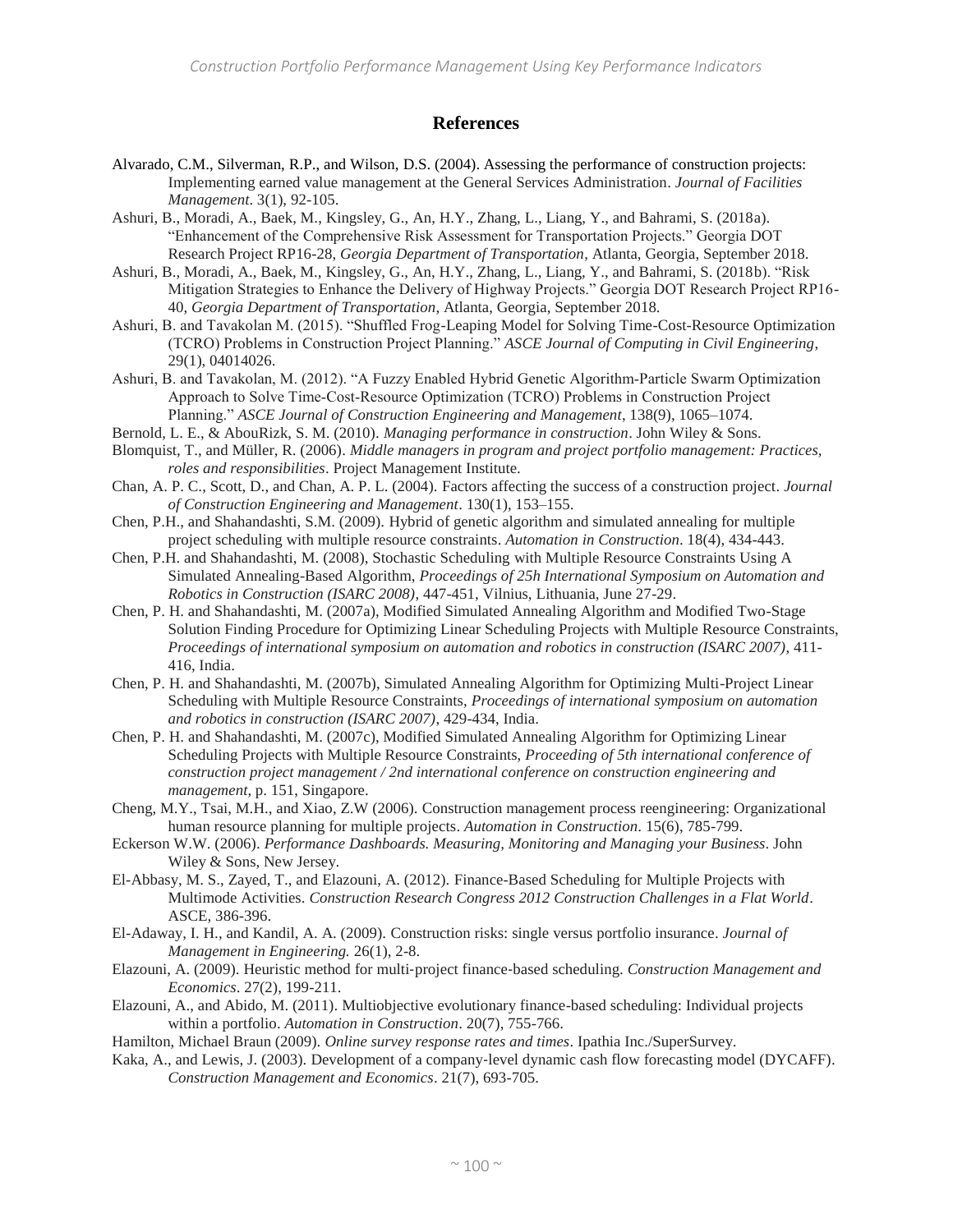## References

Alvarado, C.M., Silverman, R.P., and Wilson, D.S. (2004). Assessing the performance of construction projects: Implementing earned value management at the General Services Administration. *Journal of Facilities Management*. 3(1), 92-105.

Ashuri, B., Moradi, A., Baek, M., Kingsley, G., An, H.Y., Zhang, L., Liang, Y., and Bahrami, S. (2018a). "Enhancement of the Comprehensive Risk Assessment for Transportation Projects." Georgia DOT Research Project RP16-28, *Georgia Department of Transportation*, Atlanta, Georgia, September 2018.

Ashuri, B., Moradi, A., Baek, M., Kingsley, G., An, H.Y., Zhang, L., Liang, Y., and Bahrami, S. (2018b). "Risk Mitigation Strategies to Enhance the Delivery of Highway Projects." Georgia DOT Research Project RP16-40, *Georgia Department of Transportation*, Atlanta, Georgia, September 2018.

Ashuri, B. and Tavakolan M. (2015). "Shuffled Frog-Leaping Model for Solving Time-Cost-Resource Optimization (TCRO) Problems in Construction Project Planning." *ASCE Journal of Computing in Civil Engineering*, 29(1), 04014026.

Ashuri, B. and Tavakolan, M. (2012). "A Fuzzy Enabled Hybrid Genetic Algorithm-Particle Swarm Optimization Approach to Solve Time-Cost-Resource Optimization (TCRO) Problems in Construction Project Planning." *ASCE Journal of Construction Engineering and Management*, 138(9), 1065–1074.

Bernold, L. E., & AbouRizk, S. M. (2010). *Managing performance in construction*. John Wiley & Sons.

Blomquist, T., and Müller, R. (2006). *Middle managers in program and project portfolio management: Practices, roles and responsibilities*. Project Management Institute.

Chan, A. P. C., Scott, D., and Chan, A. P. L. (2004). Factors affecting the success of a construction project. *Journal of Construction Engineering and Management*. 130(1), 153–155.

Chen, P.H., and Shahandashti, S.M. (2009). Hybrid of genetic algorithm and simulated annealing for multiple project scheduling with multiple resource constraints. *Automation in Construction*. 18(4), 434-443.

Chen, P.H. and Shahandashti, M. (2008), Stochastic Scheduling with Multiple Resource Constraints Using A Simulated Annealing-Based Algorithm, *Proceedings of 25h International Symposium on Automation and Robotics in Construction (ISARC 2008)*, 447-451, Vilnius, Lithuania, June 27-29.

Chen, P. H. and Shahandashti, M. (2007a), Modified Simulated Annealing Algorithm and Modified Two-Stage Solution Finding Procedure for Optimizing Linear Scheduling Projects with Multiple Resource Constraints, *Proceedings of international symposium on automation and robotics in construction (ISARC 2007)*, 411-416, India.

Chen, P. H. and Shahandashti, M. (2007b), Simulated Annealing Algorithm for Optimizing Multi-Project Linear Scheduling with Multiple Resource Constraints, *Proceedings of international symposium on automation and robotics in construction (ISARC 2007)*, 429-434, India.

Chen, P. H. and Shahandashti, M. (2007c), Modified Simulated Annealing Algorithm for Optimizing Linear Scheduling Projects with Multiple Resource Constraints, *Proceeding of 5th international conference of construction project management / 2nd international conference on construction engineering and management*, p. 151, Singapore.

Cheng, M.Y., Tsai, M.H., and Xiao, Z.W (2006). Construction management process reengineering: Organizational human resource planning for multiple projects. *Automation in Construction*. 15(6), 785-799.

Eckerson W.W. (2006). *Performance Dashboards. Measuring, Monitoring and Managing your Business*. John Wiley & Sons, New Jersey.

El-Abbasy, M. S., Zayed, T., and Elazouni, A. (2012). Finance-Based Scheduling for Multiple Projects with Multimode Activities. *Construction Research Congress 2012 Construction Challenges in a Flat World*. ASCE, 386-396.

El-Adaway, I. H., and Kandil, A. A. (2009). Construction risks: single versus portfolio insurance. *Journal of Management in Engineering.* 26(1), 2-8.

Elazouni, A. (2009). Heuristic method for multi-project finance-based scheduling. *Construction Management and Economics*. 27(2), 199-211.

Elazouni, A., and Abido, M. (2011). Multiobjective evolutionary finance-based scheduling: Individual projects within a portfolio. *Automation in Construction*. 20(7), 755-766.

Hamilton, Michael Braun (2009). *Online survey response rates and times*. Ipathia Inc./SuperSurvey.

Kaka, A., and Lewis, J. (2003). Development of a company-level dynamic cash flow forecasting model (DYCAFF). *Construction Management and Economics*. 21(7), 693-705.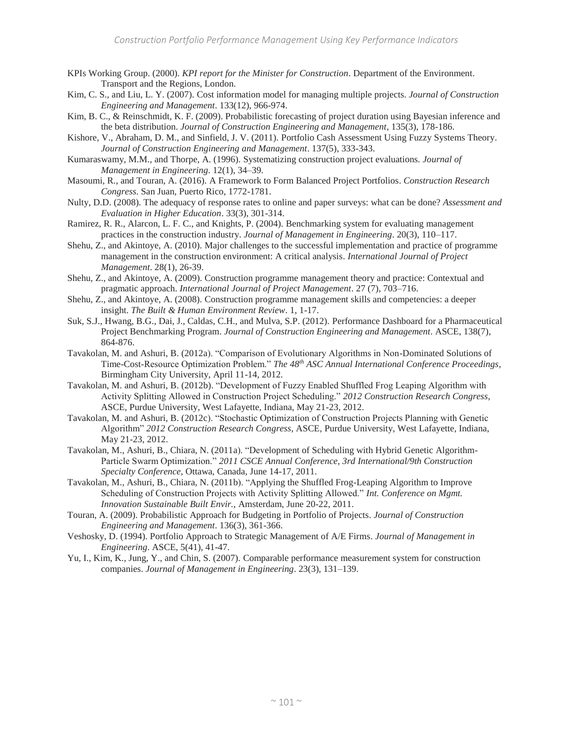KPIs Working Group. (2000). *KPI report for the Minister for Construction*. Department of the Environment. Transport and the Regions, London.

Kim, C. S., and Liu, L. Y. (2007). Cost information model for managing multiple projects. *Journal of Construction Engineering and Management*. 133(12), 966-974.

Kim, B. C., & Reinschmidt, K. F. (2009). Probabilistic forecasting of project duration using Bayesian inference and the beta distribution. *Journal of Construction Engineering and Management*, 135(3), 178-186.

Kishore, V., Abraham, D. M., and Sinfield, J. V. (2011). Portfolio Cash Assessment Using Fuzzy Systems Theory. *Journal of Construction Engineering and Management*. 137(5), 333-343.

Kumaraswamy, M.M., and Thorpe, A. (1996). Systematizing construction project evaluations. *Journal of Management in Engineering*. 12(1), 34–39.

Masoumi, R., and Touran, A. (2016). A Framework to Form Balanced Project Portfolios. *Construction Research Congress*. San Juan, Puerto Rico, 1772-1781.

Nulty, D.D. (2008). The adequacy of response rates to online and paper surveys: what can be done? *Assessment and Evaluation in Higher Education*. 33(3), 301-314.

Ramirez, R. R., Alarcon, L. F. C., and Knights, P. (2004). Benchmarking system for evaluating management practices in the construction industry. *Journal of Management in Engineering*. 20(3), 110–117.

Shehu, Z., and Akintoye, A. (2010). Major challenges to the successful implementation and practice of programme management in the construction environment: A critical analysis. *International Journal of Project Management*. 28(1), 26-39.

Shehu, Z., and Akintoye, A. (2009). Construction programme management theory and practice: Contextual and pragmatic approach. *International Journal of Project Management*. 27 (7), 703–716.

Shehu, Z., and Akintoye, A. (2008). Construction programme management skills and competencies: a deeper insight. *The Built & Human Environment Review*. 1, 1-17.

Suk, S.J., Hwang, B.G., Dai, J., Caldas, C.H., and Mulva, S.P. (2012). Performance Dashboard for a Pharmaceutical Project Benchmarking Program. *Journal of Construction Engineering and Management*. ASCE, 138(7), 864-876.

Tavakolan, M. and Ashuri, B. (2012a). "Comparison of Evolutionary Algorithms in Non-Dominated Solutions of Time-Cost-Resource Optimization Problem." *The 48th ASC Annual International Conference Proceedings*, Birmingham City University, April 11-14, 2012.

Tavakolan, M. and Ashuri, B. (2012b). "Development of Fuzzy Enabled Shuffled Frog Leaping Algorithm with Activity Splitting Allowed in Construction Project Scheduling." *2012 Construction Research Congress*, ASCE, Purdue University, West Lafayette, Indiana, May 21-23, 2012.

Tavakolan, M. and Ashuri, B. (2012c). "Stochastic Optimization of Construction Projects Planning with Genetic Algorithm" *2012 Construction Research Congress*, ASCE, Purdue University, West Lafayette, Indiana, May 21-23, 2012.

Tavakolan, M., Ashuri, B., Chiara, N. (2011a). "Development of Scheduling with Hybrid Genetic Algorithm-Particle Swarm Optimization." *2011 CSCE Annual Conference, 3rd International/9th Construction Specialty Conference*, Ottawa, Canada, June 14-17, 2011.

Tavakolan, M., Ashuri, B., Chiara, N. (2011b). "Applying the Shuffled Frog-Leaping Algorithm to Improve Scheduling of Construction Projects with Activity Splitting Allowed." *Int. Conference on Mgmt. Innovation Sustainable Built Envir.,* Amsterdam, June 20-22, 2011.

Touran, A. (2009). Probabilistic Approach for Budgeting in Portfolio of Projects. *Journal of Construction Engineering and Management*. 136(3), 361-366.

Veshosky, D. (1994). Portfolio Approach to Strategic Management of A/E Firms. *Journal of Management in Engineering*. ASCE, 5(41), 41-47.

Yu, I., Kim, K., Jung, Y., and Chin, S. (2007). Comparable performance measurement system for construction companies. *Journal of Management in Engineering*. 23(3), 131–139.